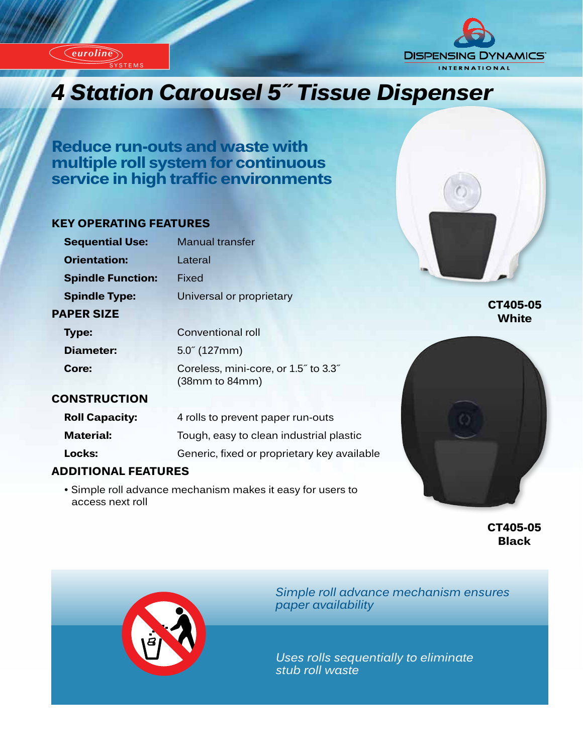euroline SYSTEMS

DISPENSING DYNAMICS INTERNATIONAL

# 4 Station Carousel 5˝ Tissue Dispenser

## Reduce run-outs and waste with multiple roll system for continuous service in high traffic environments

### KEY OPERATING FEATURES

| | |
|---|---|
| **Sequential Use:** | Manual transfer |
| **Orientation:** | Lateral |
| **Spindle Function:** | Fixed |
| **Spindle Type:** | Universal or proprietary |

### PAPER SIZE

| | |
|---|---|
| **Type:** | Conventional roll |
| **Diameter:** | 5.0˝ (127mm) |
| **Core:** | Coreless, mini-core, or 1.5˝ to 3.3˝ (38mm to 84mm) |

### CONSTRUCTION

| | |
|---|---|
| **Roll Capacity:** | 4 rolls to prevent paper run-outs |
| **Material:** | Tough, easy to clean industrial plastic |
| **Locks:** | Generic, fixed or proprietary key available |

### ADDITIONAL FEATURES

- Simple roll advance mechanism makes it easy for users to access next roll

**CT405-05 White**

**CT405-05 Black**

*Simple roll advance mechanism ensures paper availability*

*Uses rolls sequentially to eliminate stub roll waste*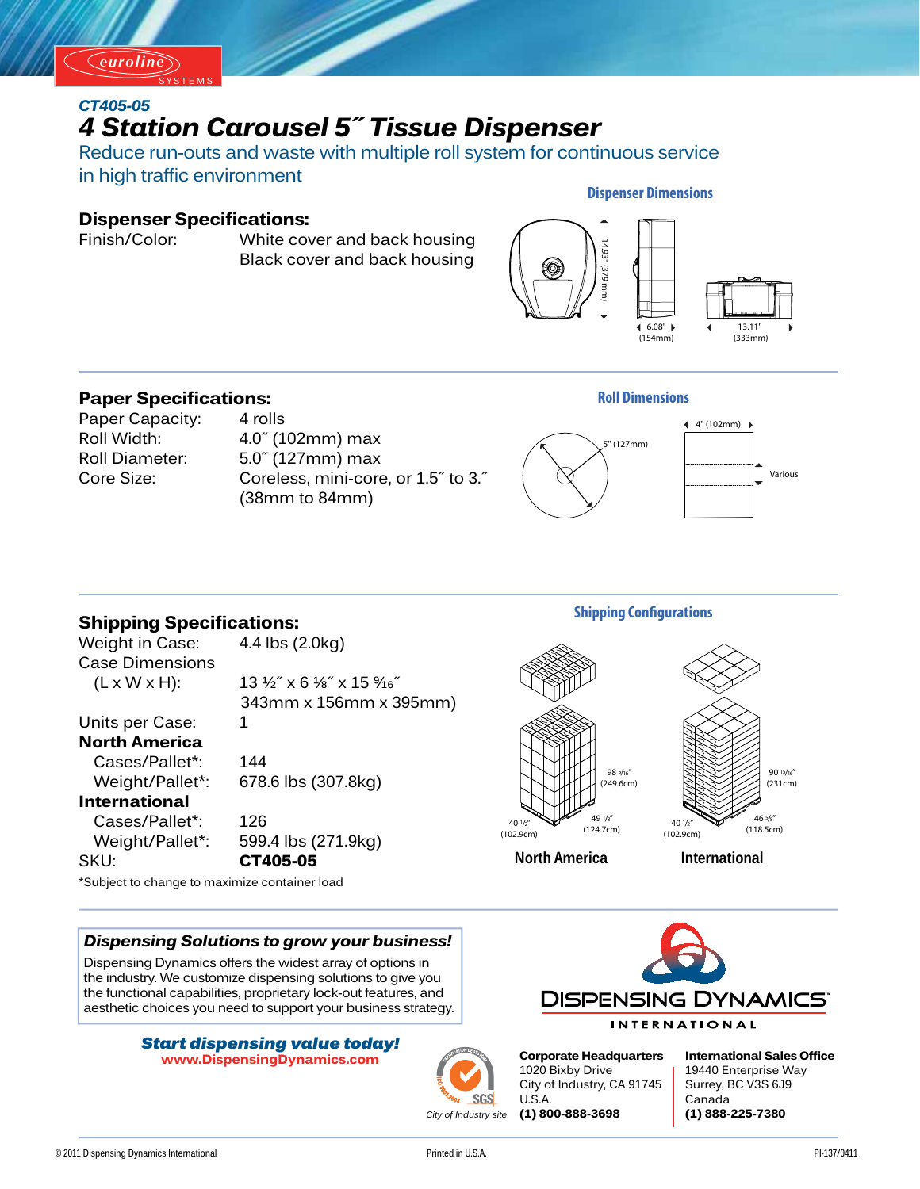euroline SYSTEMS

*CT405-05*

# *4 Station Carousel 5˝ Tissue Dispenser*

Reduce run-outs and waste with multiple roll system for continuous service in high traffic environment

## Dispenser Specifications:

| | |
|---|---|
| Finish/Color: | White cover and back housing<br>Black cover and back housing |

**Dispenser Dimensions**

14.93" (379 mm)

6.08" (154mm)

13.11" (333mm)

## Paper Specifications:

| | |
|---|---|
| Paper Capacity: | 4 rolls |
| Roll Width: | 4.0˝ (102mm) max |
| Roll Diameter: | 5.0˝ (127mm) max |
| Core Size: | Coreless, mini-core, or 1.5˝ to 3.˝ (38mm to 84mm) |

**Roll Dimensions**

5" (127mm)

4" (102mm)

Various

## Shipping Specifications:

| | |
|---|---|
| Weight in Case: | 4.4 lbs (2.0kg) |
| Case Dimensions (L x W x H): | 13 ½˝ x 6 ⅛˝ x 15 ⁹⁄₁₆˝<br>343mm x 156mm x 395mm) |
| Units per Case: | 1 |
| **North America** | |
| Cases/Pallet*: | 144 |
| Weight/Pallet*: | 678.6 lbs (307.8kg) |
| **International** | |
| Cases/Pallet*: | 126 |
| Weight/Pallet*: | 599.4 lbs (271.9kg) |
| SKU: | **CT405-05** |

*Subject to change to maximize container load

**Shipping Configurations**

98 ⁵⁄₁₆" (249.6cm)

40 ½" (102.9cm)

49 ⅛" (124.7cm)

**North America**

90 ¹⁵⁄₁₆" (231cm)

40 ½" (102.9cm)

46 ⅝" (118.5cm)

**International**

### *Dispensing Solutions to grow your business!*

Dispensing Dynamics offers the widest array of options in the industry. We customize dispensing solutions to give you the functional capabilities, proprietary lock-out features, and aesthetic choices you need to support your business strategy.

***Start dispensing value today!***
**www.DispensingDynamics.com**

ISO 9001:2008 SGS
*City of Industry site*

DISPENSING DYNAMICS
INTERNATIONAL

**Corporate Headquarters**
1020 Bixby Drive
City of Industry, CA 91745
U.S.A.
**(1) 800-888-3698**

**International Sales Office**
19440 Enterprise Way
Surrey, BC V3S 6J9
Canada
**(1) 888-225-7380**

© 2011 Dispensing Dynamics International    Printed in U.S.A.    PI-137/0411